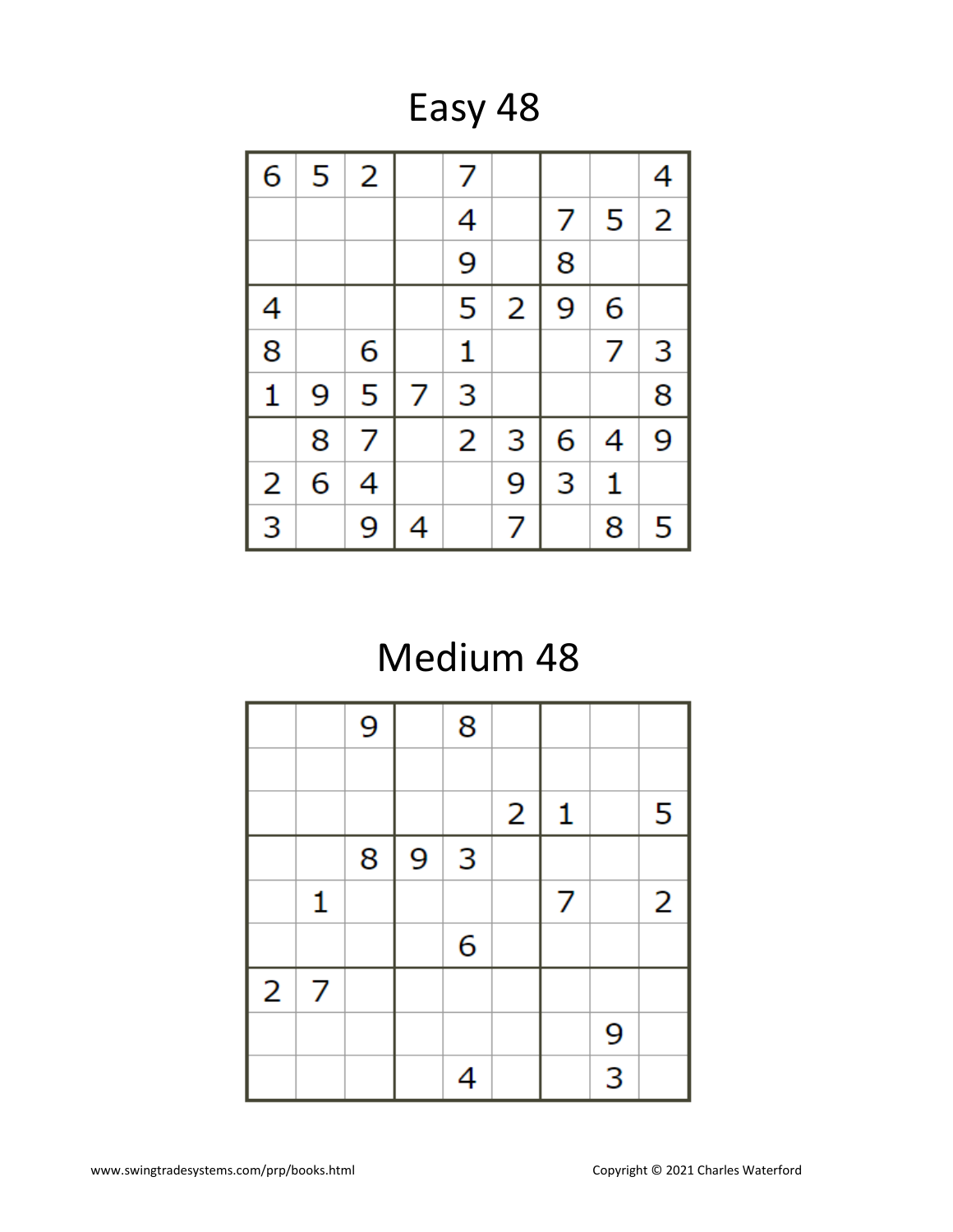# Easy 48

| | | | | | | | | |
|---|---|---|---|---|---|---|---|---|
| 6 | 5 | 2 | | 7 | | | | 4 |
| | | | | 4 | | 7 | 5 | 2 |
| | | | | 9 | | 8 | | |
| 4 | | | | 5 | 2 | 9 | 6 | |
| 8 | | 6 | | 1 | | | 7 | 3 |
| 1 | 9 | 5 | 7 | 3 | | | | 8 |
| | 8 | 7 | | 2 | 3 | 6 | 4 | 9 |
| 2 | 6 | 4 | | | 9 | 3 | 1 | |
| 3 | | 9 | 4 | | 7 | | 8 | 5 |

# Medium 48

| | | | | | | | | |
|---|---|---|---|---|---|---|---|---|
| | | 9 | | 8 | | | | |
| | | | | | | | | |
| | | | | | 2 | 1 | | 5 |
| | | 8 | 9 | 3 | | | | |
| | 1 | | | | | 7 | | 2 |
| | | | | 6 | | | | |
| 2 | 7 | | | | | | | |
| | | | | | | | 9 | |
| | | | | 4 | | | 3 | |

www.swingtradesystems.com/prp/books.html

Copyright © 2021 Charles Waterford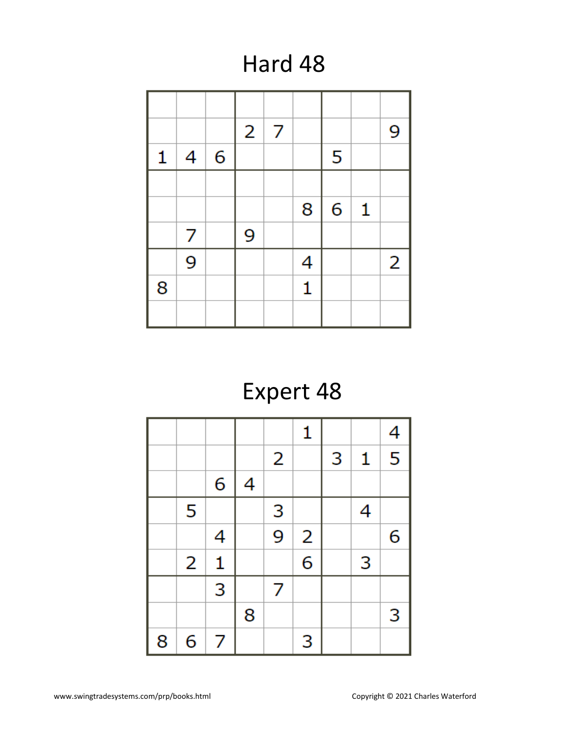# Hard 48

| | | | | | | | | |
|---|---|---|---|---|---|---|---|---|
| | | | | | | | | |
| | | | 2 | 7 | | | | 9 |
| 1 | 4 | 6 | | | | 5 | | |
| | | | | | | | | |
| | | | | | 8 | 6 | 1 | |
| | 7 | | 9 | | | | | |
| | 9 | | | | 4 | | | 2 |
| 8 | | | | | 1 | | | |
| | | | | | | | | |

# Expert 48

| | | | | | | | | |
|---|---|---|---|---|---|---|---|---|
| | | | | | 1 | | | 4 |
| | | | | 2 | | 3 | 1 | 5 |
| | | 6 | 4 | | | | | |
| | 5 | | | 3 | | | 4 | |
| | | 4 | | 9 | 2 | | | 6 |
| | 2 | 1 | | | 6 | | 3 | |
| | | 3 | | 7 | | | | |
| | | | 8 | | | | | 3 |
| 8 | 6 | 7 | | | 3 | | | |

www.swingtradesystems.com/prp/books.html

Copyright © 2021 Charles Waterford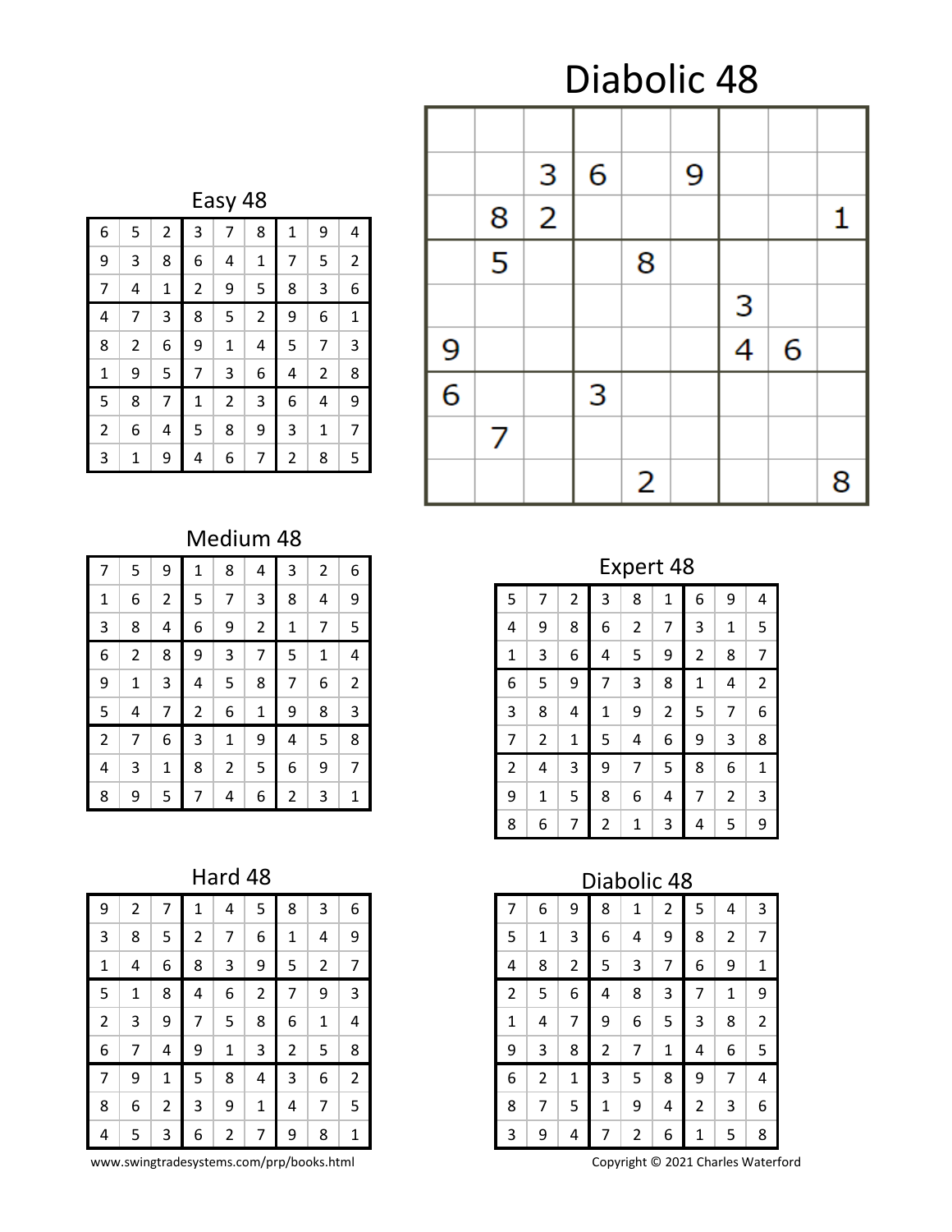# Diabolic 48

| | | | | | | | | |
|---|---|---|---|---|---|---|---|---|
| | | | | | | | | |
| | | 3 | 6 | | 9 | | | |
| | 8 | 2 | | | | | | 1 |
| | 5 | | | 8 | | | | |
| | | | | | | 3 | | |
| 9 | | | | | | 4 | 6 | |
| 6 | | | 3 | | | | | |
| | 7 | | | | | | | |
| | | | | 2 | | | | 8 |

## Easy 48

| | | | | | | | | |
|---|---|---|---|---|---|---|---|---|
| 6 | 5 | 2 | 3 | 7 | 8 | 1 | 9 | 4 |
| 9 | 3 | 8 | 6 | 4 | 1 | 7 | 5 | 2 |
| 7 | 4 | 1 | 2 | 9 | 5 | 8 | 3 | 6 |
| 4 | 7 | 3 | 8 | 5 | 2 | 9 | 6 | 1 |
| 8 | 2 | 6 | 9 | 1 | 4 | 5 | 7 | 3 |
| 1 | 9 | 5 | 7 | 3 | 6 | 4 | 2 | 8 |
| 5 | 8 | 7 | 1 | 2 | 3 | 6 | 4 | 9 |
| 2 | 6 | 4 | 5 | 8 | 9 | 3 | 1 | 7 |
| 3 | 1 | 9 | 4 | 6 | 7 | 2 | 8 | 5 |

## Medium 48

| | | | | | | | | |
|---|---|---|---|---|---|---|---|---|
| 7 | 5 | 9 | 1 | 8 | 4 | 3 | 2 | 6 |
| 1 | 6 | 2 | 5 | 7 | 3 | 8 | 4 | 9 |
| 3 | 8 | 4 | 6 | 9 | 2 | 1 | 7 | 5 |
| 6 | 2 | 8 | 9 | 3 | 7 | 5 | 1 | 4 |
| 9 | 1 | 3 | 4 | 5 | 8 | 7 | 6 | 2 |
| 5 | 4 | 7 | 2 | 6 | 1 | 9 | 8 | 3 |
| 2 | 7 | 6 | 3 | 1 | 9 | 4 | 5 | 8 |
| 4 | 3 | 1 | 8 | 2 | 5 | 6 | 9 | 7 |
| 8 | 9 | 5 | 7 | 4 | 6 | 2 | 3 | 1 |

## Expert 48

| | | | | | | | | |
|---|---|---|---|---|---|---|---|---|
| 5 | 7 | 2 | 3 | 8 | 1 | 6 | 9 | 4 |
| 4 | 9 | 8 | 6 | 2 | 7 | 3 | 1 | 5 |
| 1 | 3 | 6 | 4 | 5 | 9 | 2 | 8 | 7 |
| 6 | 5 | 9 | 7 | 3 | 8 | 1 | 4 | 2 |
| 3 | 8 | 4 | 1 | 9 | 2 | 5 | 7 | 6 |
| 7 | 2 | 1 | 5 | 4 | 6 | 9 | 3 | 8 |
| 2 | 4 | 3 | 9 | 7 | 5 | 8 | 6 | 1 |
| 9 | 1 | 5 | 8 | 6 | 4 | 7 | 2 | 3 |
| 8 | 6 | 7 | 2 | 1 | 3 | 4 | 5 | 9 |

## Hard 48

| | | | | | | | | |
|---|---|---|---|---|---|---|---|---|
| 9 | 2 | 7 | 1 | 4 | 5 | 8 | 3 | 6 |
| 3 | 8 | 5 | 2 | 7 | 6 | 1 | 4 | 9 |
| 1 | 4 | 6 | 8 | 3 | 9 | 5 | 2 | 7 |
| 5 | 1 | 8 | 4 | 6 | 2 | 7 | 9 | 3 |
| 2 | 3 | 9 | 7 | 5 | 8 | 6 | 1 | 4 |
| 6 | 7 | 4 | 9 | 1 | 3 | 2 | 5 | 8 |
| 7 | 9 | 1 | 5 | 8 | 4 | 3 | 6 | 2 |
| 8 | 6 | 2 | 3 | 9 | 1 | 4 | 7 | 5 |
| 4 | 5 | 3 | 6 | 2 | 7 | 9 | 8 | 1 |

## Diabolic 48

| | | | | | | | | |
|---|---|---|---|---|---|---|---|---|
| 7 | 6 | 9 | 8 | 1 | 2 | 5 | 4 | 3 |
| 5 | 1 | 3 | 6 | 4 | 9 | 8 | 2 | 7 |
| 4 | 8 | 2 | 5 | 3 | 7 | 6 | 9 | 1 |
| 2 | 5 | 6 | 4 | 8 | 3 | 7 | 1 | 9 |
| 1 | 4 | 7 | 9 | 6 | 5 | 3 | 8 | 2 |
| 9 | 3 | 8 | 2 | 7 | 1 | 4 | 6 | 5 |
| 6 | 2 | 1 | 3 | 5 | 8 | 9 | 7 | 4 |
| 8 | 7 | 5 | 1 | 9 | 4 | 2 | 3 | 6 |
| 3 | 9 | 4 | 7 | 2 | 6 | 1 | 5 | 8 |

www.swingtradesystems.com/prp/books.html

Copyright © 2021 Charles Waterford